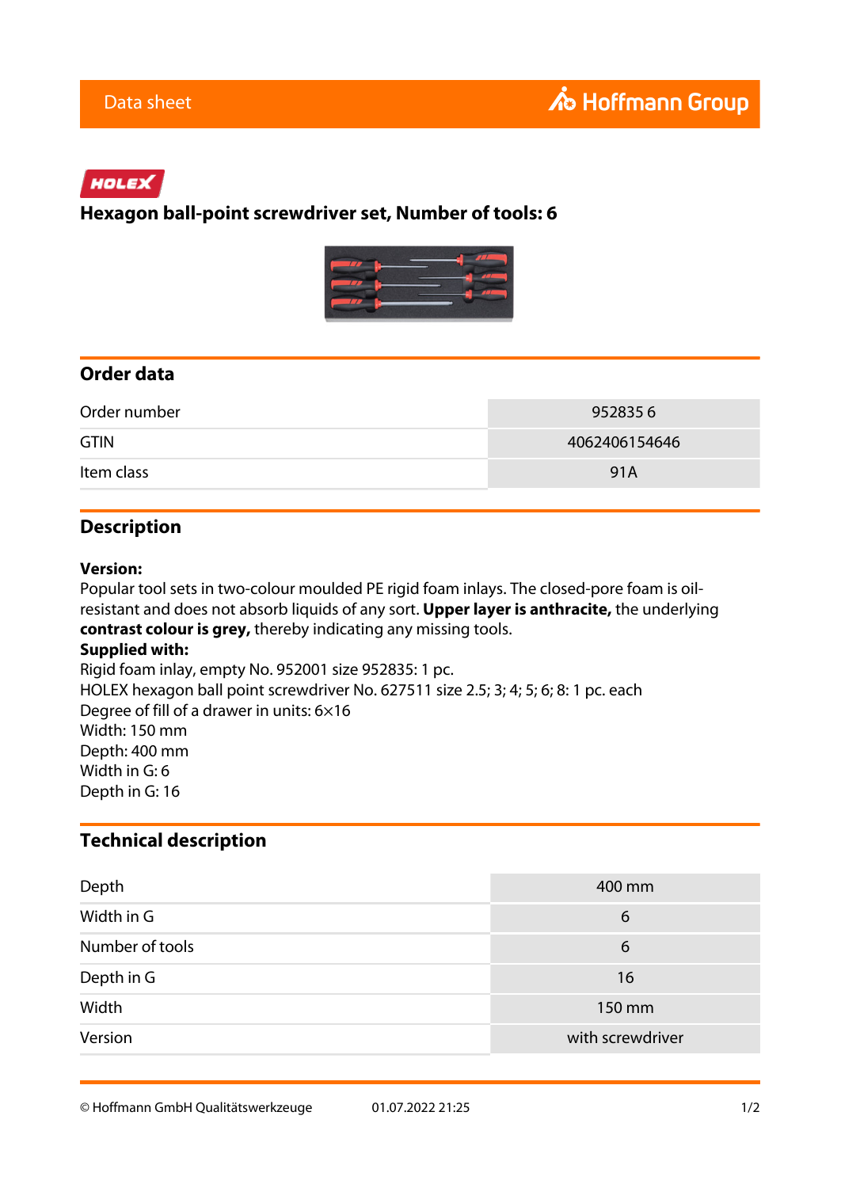Data sheet

Hoffmann Group

HOLEX

# Hexagon ball-point screwdriver set, Number of tools: 6

## Order data

| | |
|---|---|
| Order number | 952835 6 |
| GTIN | 4062406154646 |
| Item class | 91A |

## Description

**Version:**
Popular tool sets in two-colour moulded PE rigid foam inlays. The closed-pore foam is oil-resistant and does not absorb liquids of any sort. **Upper layer is anthracite,** the underlying **contrast colour is grey,** thereby indicating any missing tools.
**Supplied with:**
Rigid foam inlay, empty No. 952001 size 952835: 1 pc.
HOLEX hexagon ball point screwdriver No. 627511 size 2.5; 3; 4; 5; 6; 8: 1 pc. each
Degree of fill of a drawer in units: 6×16
Width: 150 mm
Depth: 400 mm
Width in G: 6
Depth in G: 16

## Technical description

| | |
|---|---|
| Depth | 400 mm |
| Width in G | 6 |
| Number of tools | 6 |
| Depth in G | 16 |
| Width | 150 mm |
| Version | with screwdriver |

© Hoffmann GmbH Qualitätswerkzeuge 01.07.2022 21:25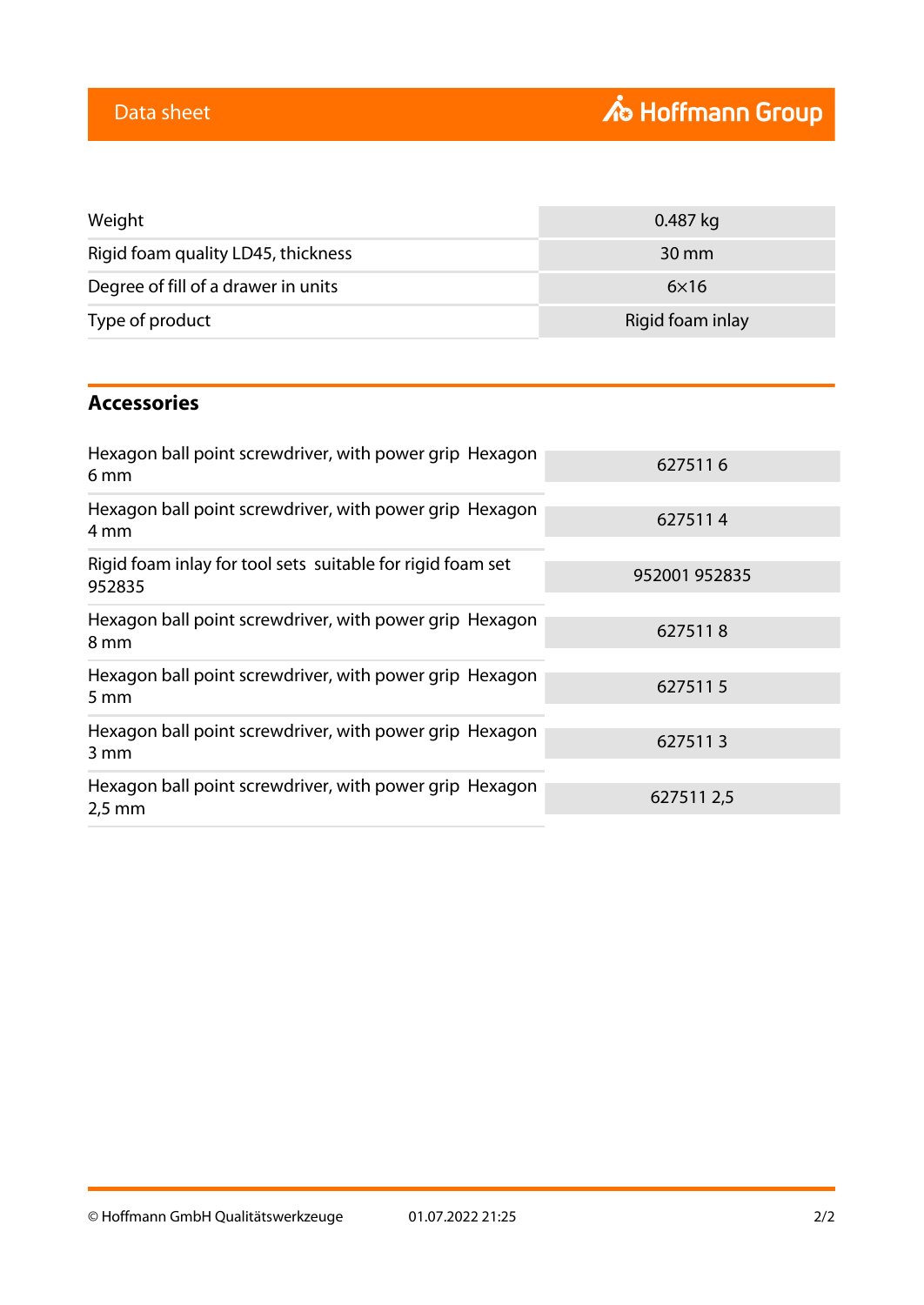| | |
|---|---|
| Weight | 0.487 kg |
| Rigid foam quality LD45, thickness | 30 mm |
| Degree of fill of a drawer in units | 6×16 |
| Type of product | Rigid foam inlay |

## Accessories

| | |
|---|---|
| Hexagon ball point screwdriver, with power grip  Hexagon 6 mm | 627511 6 |
| Hexagon ball point screwdriver, with power grip  Hexagon 4 mm | 627511 4 |
| Rigid foam inlay for tool sets  suitable for rigid foam set 952835 | 952001 952835 |
| Hexagon ball point screwdriver, with power grip  Hexagon 8 mm | 627511 8 |
| Hexagon ball point screwdriver, with power grip  Hexagon 5 mm | 627511 5 |
| Hexagon ball point screwdriver, with power grip  Hexagon 3 mm | 627511 3 |
| Hexagon ball point screwdriver, with power grip  Hexagon 2,5 mm | 627511 2,5 |